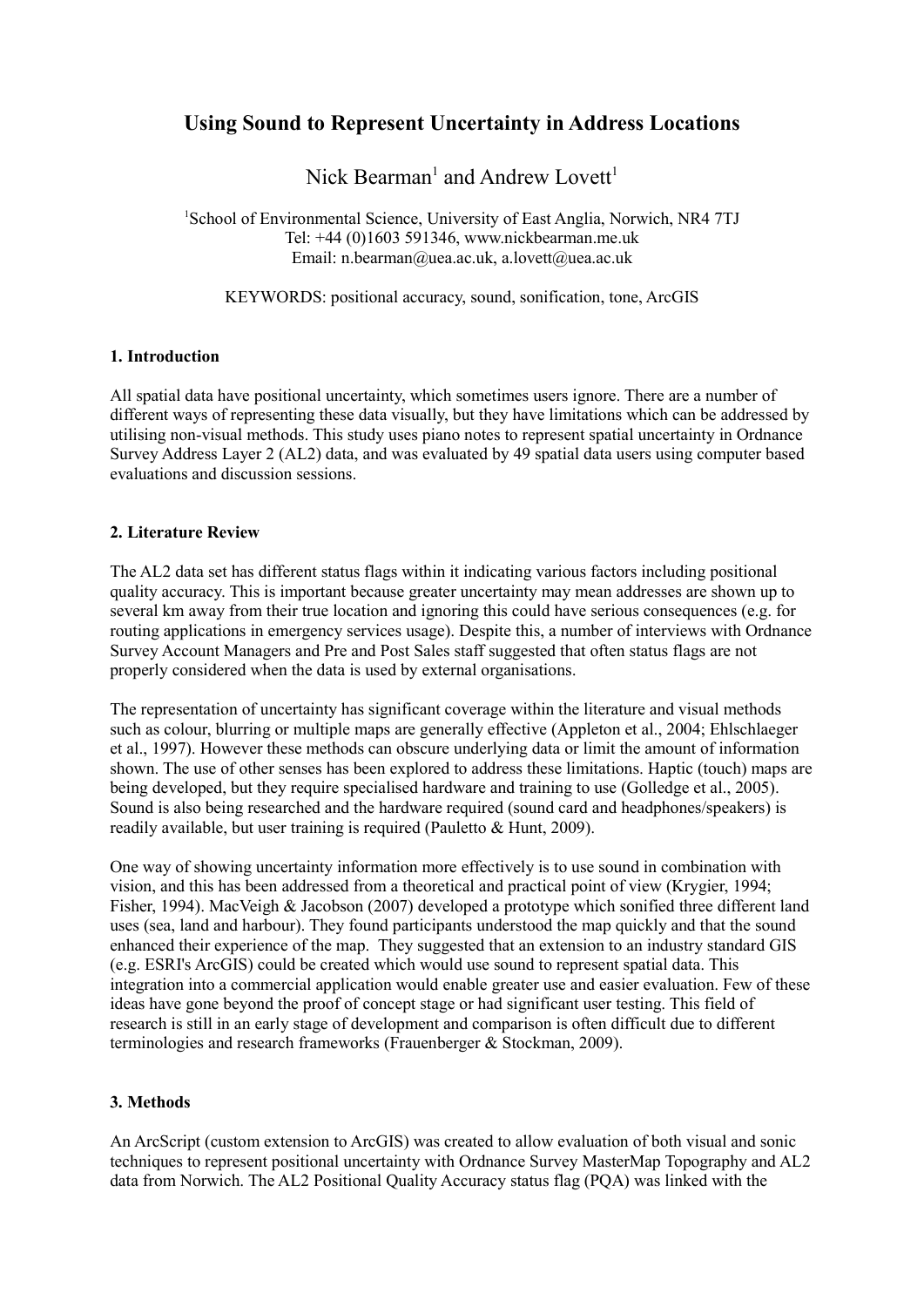# Using Sound to Represent Uncertainty in Address Locations

Nick Bearman[1] and Andrew Lovett[1]

[1]School of Environmental Science, University of East Anglia, Norwich, NR4 7TJ
Tel: +44 (0)1603 591346, www.nickbearman.me.uk
Email: n.bearman@uea.ac.uk, a.lovett@uea.ac.uk

KEYWORDS: positional accuracy, sound, sonification, tone, ArcGIS

## 1. Introduction

All spatial data have positional uncertainty, which sometimes users ignore. There are a number of different ways of representing these data visually, but they have limitations which can be addressed by utilising non-visual methods. This study uses piano notes to represent spatial uncertainty in Ordnance Survey Address Layer 2 (AL2) data, and was evaluated by 49 spatial data users using computer based evaluations and discussion sessions.

## 2. Literature Review

The AL2 data set has different status flags within it indicating various factors including positional quality accuracy. This is important because greater uncertainty may mean addresses are shown up to several km away from their true location and ignoring this could have serious consequences (e.g. for routing applications in emergency services usage). Despite this, a number of interviews with Ordnance Survey Account Managers and Pre and Post Sales staff suggested that often status flags are not properly considered when the data is used by external organisations.

The representation of uncertainty has significant coverage within the literature and visual methods such as colour, blurring or multiple maps are generally effective (Appleton et al., 2004; Ehlschlaeger et al., 1997). However these methods can obscure underlying data or limit the amount of information shown. The use of other senses has been explored to address these limitations. Haptic (touch) maps are being developed, but they require specialised hardware and training to use (Golledge et al., 2005). Sound is also being researched and the hardware required (sound card and headphones/speakers) is readily available, but user training is required (Pauletto & Hunt, 2009).

One way of showing uncertainty information more effectively is to use sound in combination with vision, and this has been addressed from a theoretical and practical point of view (Krygier, 1994; Fisher, 1994). MacVeigh & Jacobson (2007) developed a prototype which sonified three different land uses (sea, land and harbour). They found participants understood the map quickly and that the sound enhanced their experience of the map. They suggested that an extension to an industry standard GIS (e.g. ESRI's ArcGIS) could be created which would use sound to represent spatial data. This integration into a commercial application would enable greater use and easier evaluation. Few of these ideas have gone beyond the proof of concept stage or had significant user testing. This field of research is still in an early stage of development and comparison is often difficult due to different terminologies and research frameworks (Frauenberger & Stockman, 2009).

## 3. Methods

An ArcScript (custom extension to ArcGIS) was created to allow evaluation of both visual and sonic techniques to represent positional uncertainty with Ordnance Survey MasterMap Topography and AL2 data from Norwich. The AL2 Positional Quality Accuracy status flag (PQA) was linked with the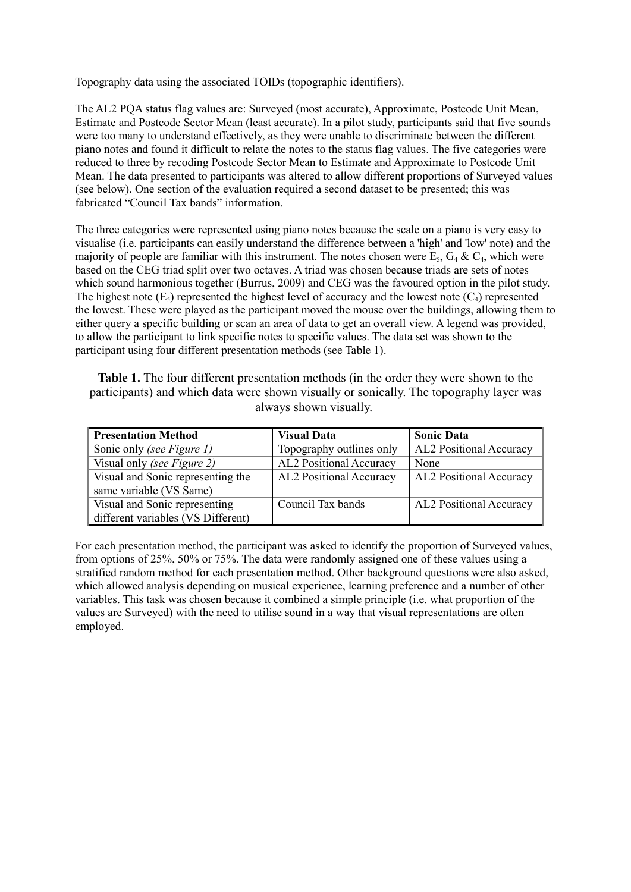Topography data using the associated TOIDs (topographic identifiers).

The AL2 PQA status flag values are: Surveyed (most accurate), Approximate, Postcode Unit Mean, Estimate and Postcode Sector Mean (least accurate). In a pilot study, participants said that five sounds were too many to understand effectively, as they were unable to discriminate between the different piano notes and found it difficult to relate the notes to the status flag values. The five categories were reduced to three by recoding Postcode Sector Mean to Estimate and Approximate to Postcode Unit Mean. The data presented to participants was altered to allow different proportions of Surveyed values (see below). One section of the evaluation required a second dataset to be presented; this was fabricated "Council Tax bands" information.

The three categories were represented using piano notes because the scale on a piano is very easy to visualise (i.e. participants can easily understand the difference between a 'high' and 'low' note) and the majority of people are familiar with this instrument. The notes chosen were $E_5$, $G_4$ & $C_4$, which were based on the CEG triad split over two octaves. A triad was chosen because triads are sets of notes which sound harmonious together (Burrus, 2009) and CEG was the favoured option in the pilot study. The highest note ($E_5$) represented the highest level of accuracy and the lowest note ($C_4$) represented the lowest. These were played as the participant moved the mouse over the buildings, allowing them to either query a specific building or scan an area of data to get an overall view. A legend was provided, to allow the participant to link specific notes to specific values. The data set was shown to the participant using four different presentation methods (see Table 1).

**Table 1.** The four different presentation methods (in the order they were shown to the participants) and which data were shown visually or sonically. The topography layer was always shown visually.

| Presentation Method | Visual Data | Sonic Data |
|---|---|---|
| Sonic only *(see Figure 1)* | Topography outlines only | AL2 Positional Accuracy |
| Visual only *(see Figure 2)* | AL2 Positional Accuracy | None |
| Visual and Sonic representing the same variable (VS Same) | AL2 Positional Accuracy | AL2 Positional Accuracy |
| Visual and Sonic representing different variables (VS Different) | Council Tax bands | AL2 Positional Accuracy |

For each presentation method, the participant was asked to identify the proportion of Surveyed values, from options of 25%, 50% or 75%. The data were randomly assigned one of these values using a stratified random method for each presentation method. Other background questions were also asked, which allowed analysis depending on musical experience, learning preference and a number of other variables. This task was chosen because it combined a simple principle (i.e. what proportion of the values are Surveyed) with the need to utilise sound in a way that visual representations are often employed.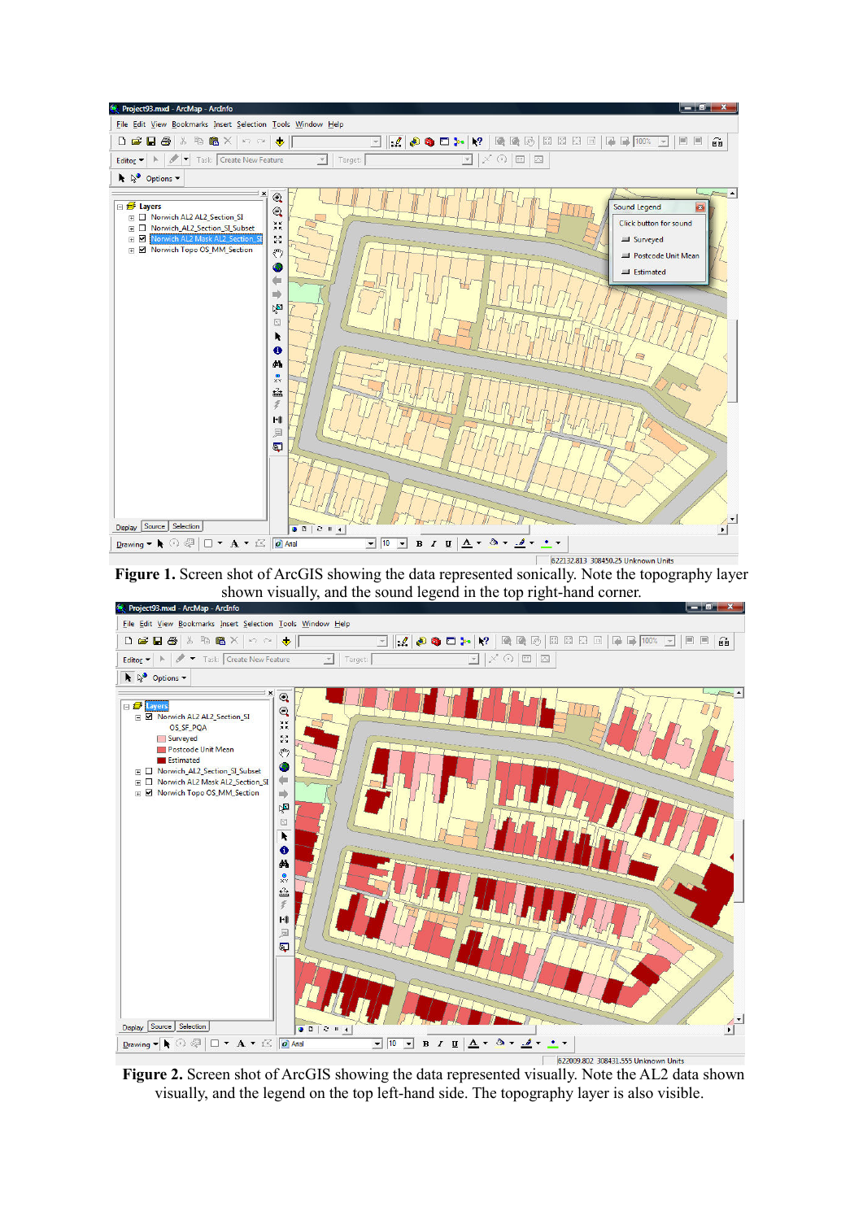**Figure 1.** Screen shot of ArcGIS showing the data represented sonically. Note the topography layer shown visually, and the sound legend in the top right-hand corner.

**Figure 2.** Screen shot of ArcGIS showing the data represented visually. Note the AL2 data shown visually, and the legend on the top left-hand side. The topography layer is also visible.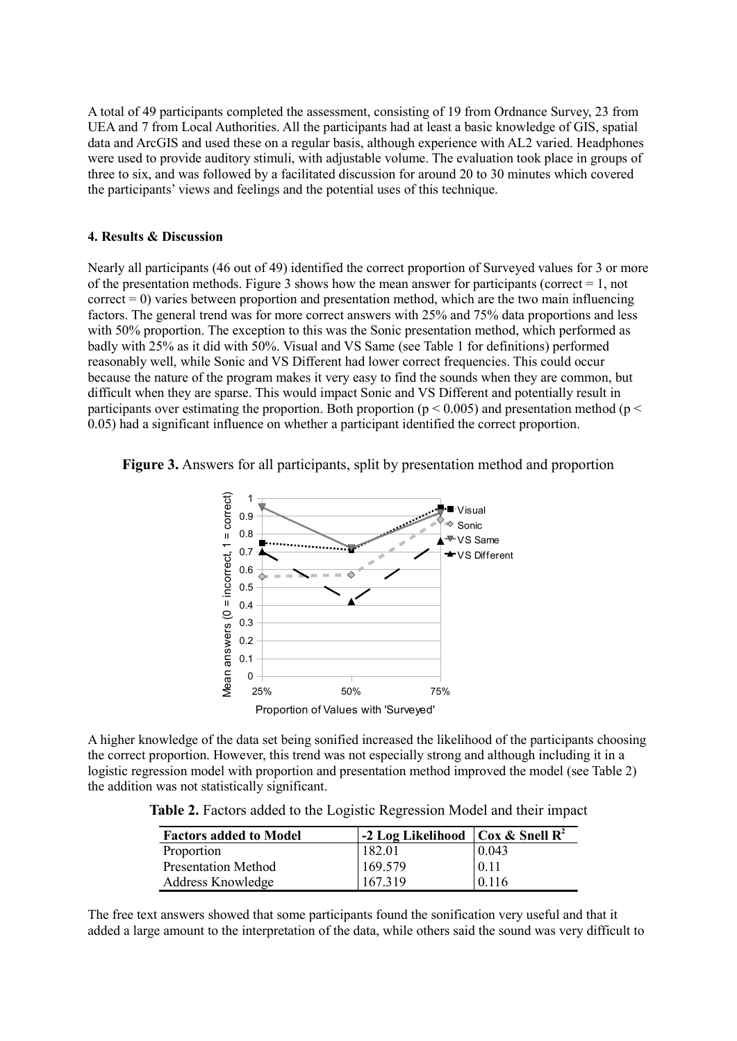A total of 49 participants completed the assessment, consisting of 19 from Ordnance Survey, 23 from UEA and 7 from Local Authorities. All the participants had at least a basic knowledge of GIS, spatial data and ArcGIS and used these on a regular basis, although experience with AL2 varied. Headphones were used to provide auditory stimuli, with adjustable volume. The evaluation took place in groups of three to six, and was followed by a facilitated discussion for around 20 to 30 minutes which covered the participants' views and feelings and the potential uses of this technique.

**4. Results & Discussion**

Nearly all participants (46 out of 49) identified the correct proportion of Surveyed values for 3 or more of the presentation methods. Figure 3 shows how the mean answer for participants (correct = 1, not correct = 0) varies between proportion and presentation method, which are the two main influencing factors. The general trend was for more correct answers with 25% and 75% data proportions and less with 50% proportion. The exception to this was the Sonic presentation method, which performed as badly with 25% as it did with 50%. Visual and VS Same (see Table 1 for definitions) performed reasonably well, while Sonic and VS Different had lower correct frequencies. This could occur because the nature of the program makes it very easy to find the sounds when they are common, but difficult when they are sparse. This would impact Sonic and VS Different and potentially result in participants over estimating the proportion. Both proportion ($p < 0.005$) and presentation method ($p < 0.05$) had a significant influence on whether a participant identified the correct proportion.

**Figure 3.** Answers for all participants, split by presentation method and proportion

A higher knowledge of the data set being sonified increased the likelihood of the participants choosing the correct proportion. However, this trend was not especially strong and although including it in a logistic regression model with proportion and presentation method improved the model (see Table 2) the addition was not statistically significant.

**Table 2.** Factors added to the Logistic Regression Model and their impact

| Factors added to Model | -2 Log Likelihood | Cox & Snell $R^2$ |
|---|---|---|
| Proportion | 182.01 | 0.043 |
| Presentation Method | 169.579 | 0.11 |
| Address Knowledge | 167.319 | 0.116 |

The free text answers showed that some participants found the sonification very useful and that it added a large amount to the interpretation of the data, while others said the sound was very difficult to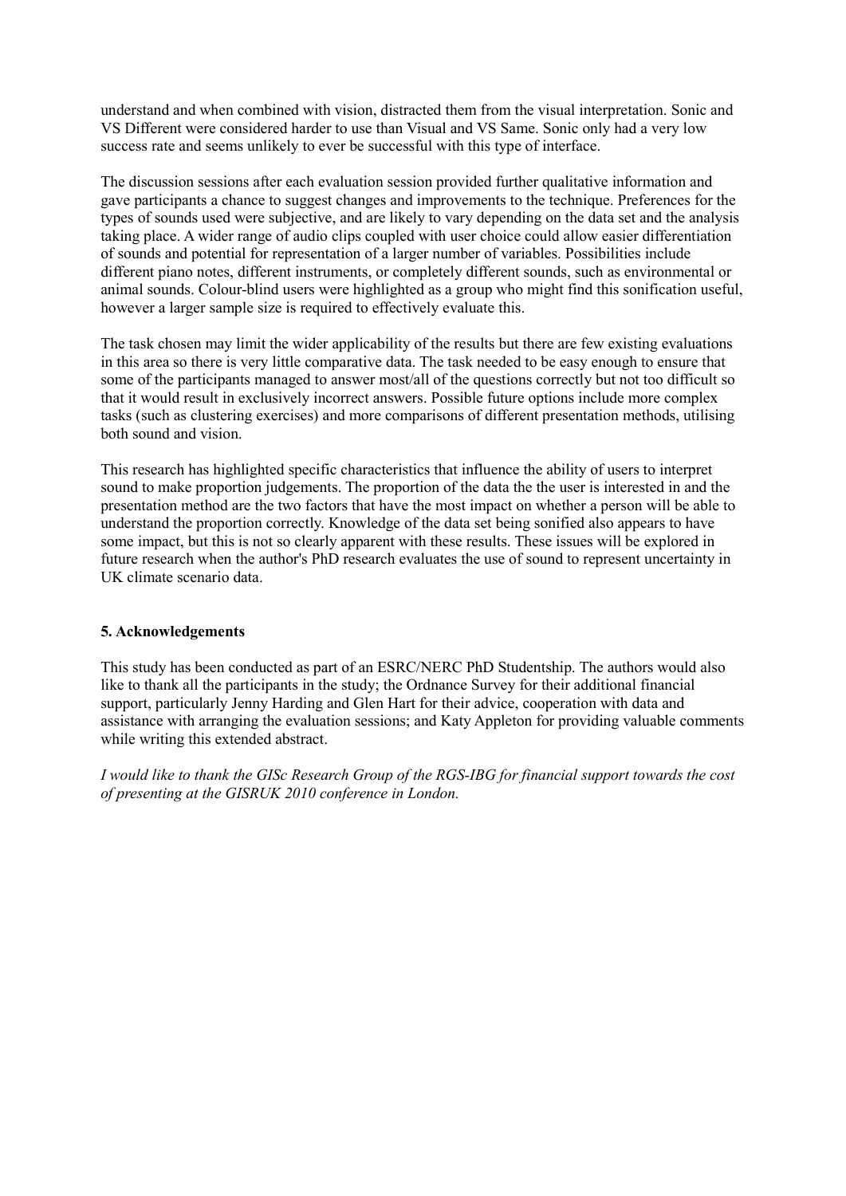understand and when combined with vision, distracted them from the visual interpretation. Sonic and VS Different were considered harder to use than Visual and VS Same. Sonic only had a very low success rate and seems unlikely to ever be successful with this type of interface.

The discussion sessions after each evaluation session provided further qualitative information and gave participants a chance to suggest changes and improvements to the technique. Preferences for the types of sounds used were subjective, and are likely to vary depending on the data set and the analysis taking place. A wider range of audio clips coupled with user choice could allow easier differentiation of sounds and potential for representation of a larger number of variables. Possibilities include different piano notes, different instruments, or completely different sounds, such as environmental or animal sounds. Colour-blind users were highlighted as a group who might find this sonification useful, however a larger sample size is required to effectively evaluate this.

The task chosen may limit the wider applicability of the results but there are few existing evaluations in this area so there is very little comparative data. The task needed to be easy enough to ensure that some of the participants managed to answer most/all of the questions correctly but not too difficult so that it would result in exclusively incorrect answers. Possible future options include more complex tasks (such as clustering exercises) and more comparisons of different presentation methods, utilising both sound and vision.

This research has highlighted specific characteristics that influence the ability of users to interpret sound to make proportion judgements. The proportion of the data the the user is interested in and the presentation method are the two factors that have the most impact on whether a person will be able to understand the proportion correctly. Knowledge of the data set being sonified also appears to have some impact, but this is not so clearly apparent with these results. These issues will be explored in future research when the author's PhD research evaluates the use of sound to represent uncertainty in UK climate scenario data.

## 5. Acknowledgements

This study has been conducted as part of an ESRC/NERC PhD Studentship. The authors would also like to thank all the participants in the study; the Ordnance Survey for their additional financial support, particularly Jenny Harding and Glen Hart for their advice, cooperation with data and assistance with arranging the evaluation sessions; and Katy Appleton for providing valuable comments while writing this extended abstract.

*I would like to thank the GISc Research Group of the RGS-IBG for financial support towards the cost of presenting at the GISRUK 2010 conference in London.*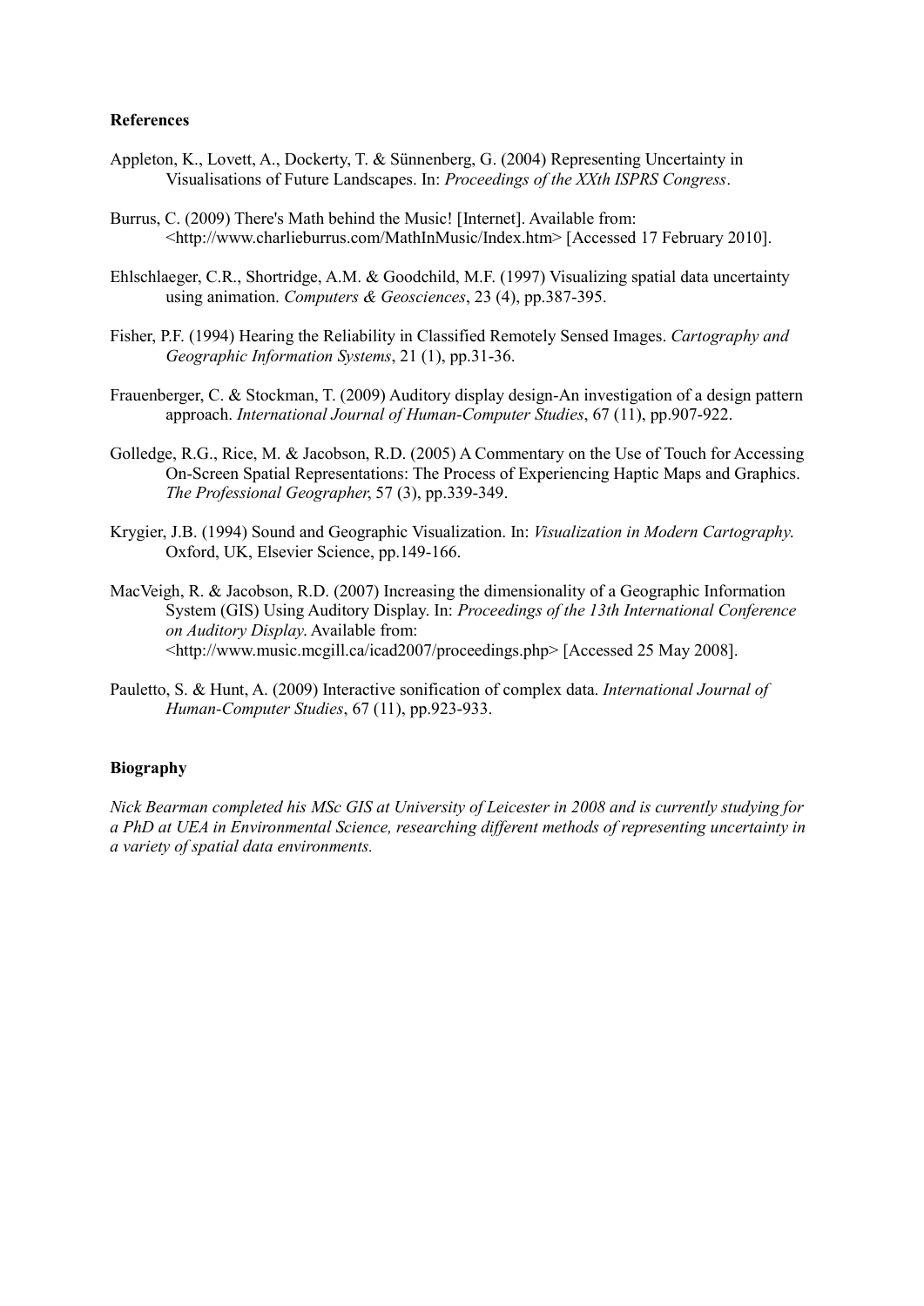**References**

Appleton, K., Lovett, A., Dockerty, T. & Sünnenberg, G. (2004) Representing Uncertainty in Visualisations of Future Landscapes. In: *Proceedings of the XXth ISPRS Congress*.

Burrus, C. (2009) There's Math behind the Music! [Internet]. Available from: <http://www.charlieburrus.com/MathInMusic/Index.htm> [Accessed 17 February 2010].

Ehlschlaeger, C.R., Shortridge, A.M. & Goodchild, M.F. (1997) Visualizing spatial data uncertainty using animation. *Computers & Geosciences*, 23 (4), pp.387-395.

Fisher, P.F. (1994) Hearing the Reliability in Classified Remotely Sensed Images. *Cartography and Geographic Information Systems*, 21 (1), pp.31-36.

Frauenberger, C. & Stockman, T. (2009) Auditory display design-An investigation of a design pattern approach. *International Journal of Human-Computer Studies*, 67 (11), pp.907-922.

Golledge, R.G., Rice, M. & Jacobson, R.D. (2005) A Commentary on the Use of Touch for Accessing On-Screen Spatial Representations: The Process of Experiencing Haptic Maps and Graphics. *The Professional Geographer*, 57 (3), pp.339-349.

Krygier, J.B. (1994) Sound and Geographic Visualization. In: *Visualization in Modern Cartography.* Oxford, UK, Elsevier Science, pp.149-166.

MacVeigh, R. & Jacobson, R.D. (2007) Increasing the dimensionality of a Geographic Information System (GIS) Using Auditory Display. In: *Proceedings of the 13th International Conference on Auditory Display*. Available from: <http://www.music.mcgill.ca/icad2007/proceedings.php> [Accessed 25 May 2008].

Pauletto, S. & Hunt, A. (2009) Interactive sonification of complex data. *International Journal of Human-Computer Studies*, 67 (11), pp.923-933.

**Biography**

*Nick Bearman completed his MSc GIS at University of Leicester in 2008 and is currently studying for a PhD at UEA in Environmental Science, researching different methods of representing uncertainty in a variety of spatial data environments.*